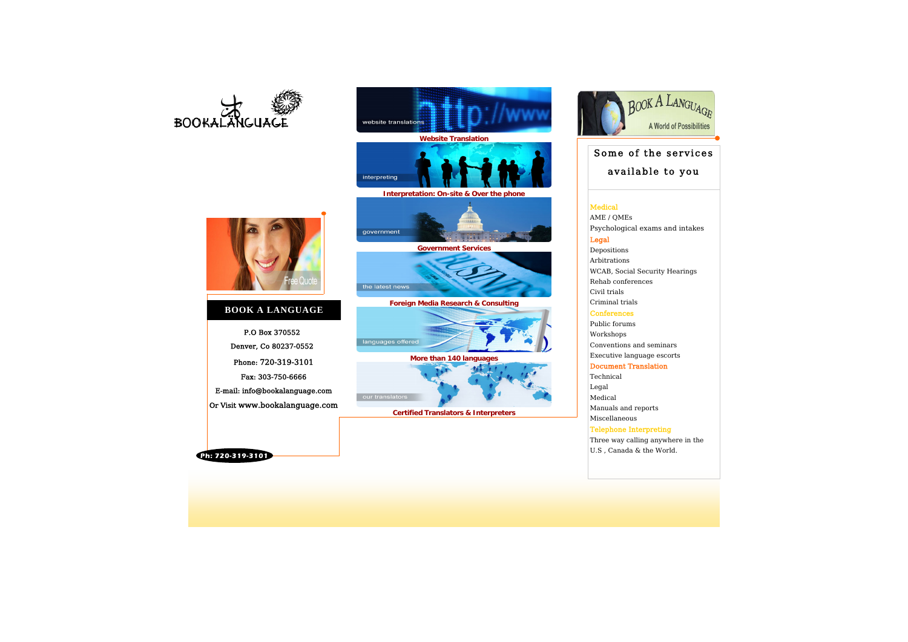BOOKALANGUAGE

Free Quote

## BOOK A LANGUAGE

P.O Box 370552

Denver, Co 80237-0552

Phone: 720-319-3101

Fax: 303-750-6666

E-mail: info@bookalanguage.com

Or Visit www.bookalanguage.com

Ph: 720-319-3101

website translations

**Website Translation**

interpreting

**Interpretation: On-site & Over the phone**

government

**Government Services**

the latest news

**Foreign Media Research & Consulting**

languages offered

**More than 140 languages**

our translators

**Certified Translators & Interpreters**

Book A Language

A World of Possibilities

## Some of the services available to you

**Medical**

AME / QMEs

Psychological exams and intakes

**Legal**

Depositions

Arbitrations

WCAB, Social Security Hearings

Rehab conferences

Civil trials

Criminal trials

**Conferences**

Public forums

Workshops

Conventions and seminars

Executive language escorts

**Document Translation**

Technical

Legal

Medical

Manuals and reports

Miscellaneous

**Telephone Interpreting**

Three way calling anywhere in the U.S , Canada & the World.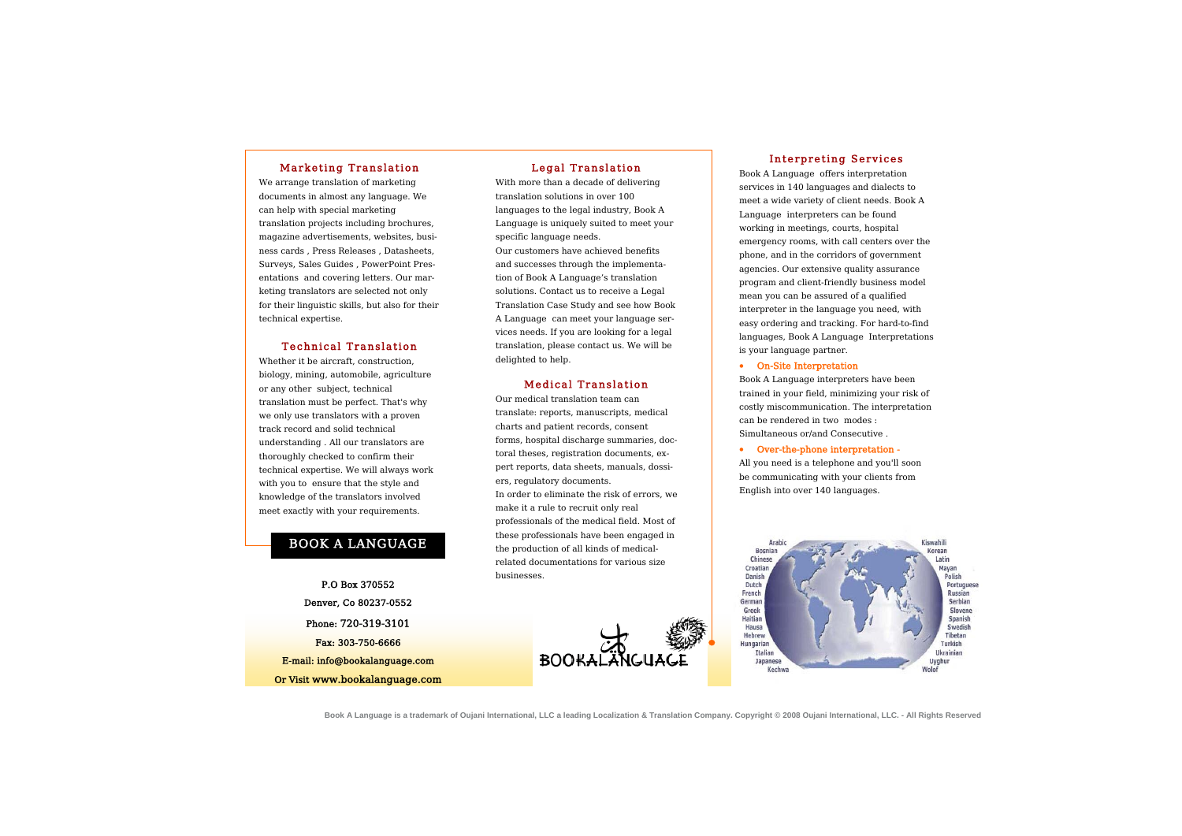## Marketing Translation

We arrange translation of marketing documents in almost any language. We can help with special marketing translation projects including brochures, magazine advertisements, websites, business cards , Press Releases , Datasheets, Surveys, Sales Guides , PowerPoint Presentations and covering letters. Our marketing translators are selected not only for their linguistic skills, but also for their technical expertise.

## Technical Translation

Whether it be aircraft, construction, biology, mining, automobile, agriculture or any other subject, technical translation must be perfect. That's why we only use translators with a proven track record and solid technical understanding . All our translators are thoroughly checked to confirm their technical expertise. We will always work with you to ensure that the style and knowledge of the translators involved meet exactly with your requirements.

## BOOK A LANGUAGE

**P.O Box 370552**

**Denver, Co 80237-0552**

**Phone: 720-319-3101**

**Fax: 303-750-6666**

**E-mail: info@bookalanguage.com**

**Or Visit www.bookalanguage.com**

## Legal Translation

With more than a decade of delivering translation solutions in over 100 languages to the legal industry, Book A Language is uniquely suited to meet your specific language needs.

Our customers have achieved benefits and successes through the implementation of Book A Language's translation solutions. Contact us to receive a Legal Translation Case Study and see how Book A Language can meet your language services needs. If you are looking for a legal translation, please contact us. We will be delighted to help.

## Medical Translation

Our medical translation team can translate: reports, manuscripts, medical charts and patient records, consent forms, hospital discharge summaries, doctoral theses, registration documents, expert reports, data sheets, manuals, dossiers, regulatory documents.

In order to eliminate the risk of errors, we make it a rule to recruit only real professionals of the medical field. Most of these professionals have been engaged in the production of all kinds of medical-related documentations for various size businesses.

BOOKALANGUAGE

## Interpreting Services

Book A Language offers interpretation services in 140 languages and dialects to meet a wide variety of client needs. Book A Language interpreters can be found working in meetings, courts, hospital emergency rooms, with call centers over the phone, and in the corridors of government agencies. Our extensive quality assurance program and client-friendly business model mean you can be assured of a qualified interpreter in the language you need, with easy ordering and tracking. For hard-to-find languages, Book A Language Interpretations is your language partner.

- **On-Site Interpretation**

Book A Language interpreters have been trained in your field, minimizing your risk of costly miscommunication. The interpretation can be rendered in two modes : Simultaneous or/and Consecutive .

- **Over-the-phone interpretation -**

All you need is a telephone and you'll soon be communicating with your clients from English into over 140 languages.

Arabic
Bosnian
Chinese
Croatian
Danish
Dutch
French
German
Greek
Haitian
Hausa
Hebrew
Hungarian
Italian
Japanese
Kechwa
Kiswahili
Korean
Latin
Mayan
Polish
Portuguese
Russian
Serbian
Slovene
Spanish
Swedish
Tibetan
Turkish
Ukrainian
Uyghur
Wolof

Book A Language is a trademark of Oujani International, LLC a leading Localization & Translation Company. Copyright © 2008 Oujani International, LLC. - All Rights Reserved